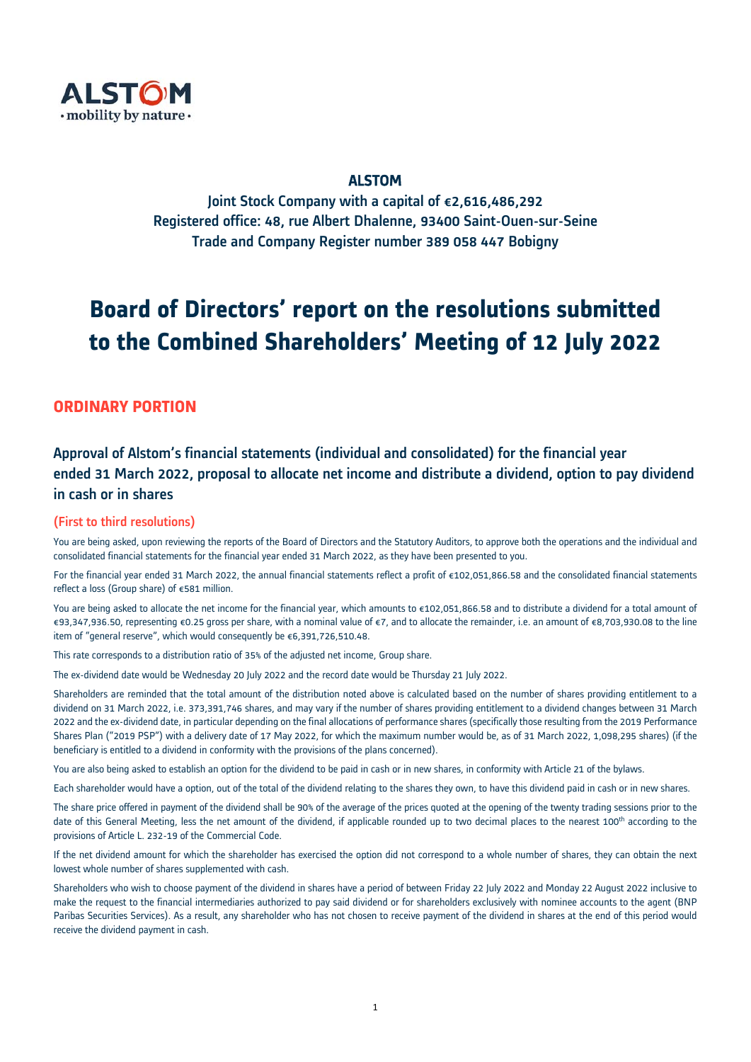**ALSTOM**

Joint Stock Company with a capital of €2,616,486,292
Registered office: 48, rue Albert Dhalenne, 93400 Saint-Ouen-sur-Seine
Trade and Company Register number 389 058 447 Bobigny

# Board of Directors' report on the resolutions submitted to the Combined Shareholders' Meeting of 12 July 2022

## ORDINARY PORTION

### Approval of Alstom's financial statements (individual and consolidated) for the financial year ended 31 March 2022, proposal to allocate net income and distribute a dividend, option to pay dividend in cash or in shares

#### (First to third resolutions)

You are being asked, upon reviewing the reports of the Board of Directors and the Statutory Auditors, to approve both the operations and the individual and consolidated financial statements for the financial year ended 31 March 2022, as they have been presented to you.

For the financial year ended 31 March 2022, the annual financial statements reflect a profit of €102,051,866.58 and the consolidated financial statements reflect a loss (Group share) of €581 million.

You are being asked to allocate the net income for the financial year, which amounts to €102,051,866.58 and to distribute a dividend for a total amount of €93,347,936.50, representing €0.25 gross per share, with a nominal value of €7, and to allocate the remainder, i.e. an amount of €8,703,930.08 to the line item of "general reserve", which would consequently be €6,391,726,510.48.

This rate corresponds to a distribution ratio of 35% of the adjusted net income, Group share.

The ex-dividend date would be Wednesday 20 July 2022 and the record date would be Thursday 21 July 2022.

Shareholders are reminded that the total amount of the distribution noted above is calculated based on the number of shares providing entitlement to a dividend on 31 March 2022, i.e. 373,391,746 shares, and may vary if the number of shares providing entitlement to a dividend changes between 31 March 2022 and the ex-dividend date, in particular depending on the final allocations of performance shares (specifically those resulting from the 2019 Performance Shares Plan ("2019 PSP") with a delivery date of 17 May 2022, for which the maximum number would be, as of 31 March 2022, 1,098,295 shares) (if the beneficiary is entitled to a dividend in conformity with the provisions of the plans concerned).

You are also being asked to establish an option for the dividend to be paid in cash or in new shares, in conformity with Article 21 of the bylaws.

Each shareholder would have a option, out of the total of the dividend relating to the shares they own, to have this dividend paid in cash or in new shares.

The share price offered in payment of the dividend shall be 90% of the average of the prices quoted at the opening of the twenty trading sessions prior to the date of this General Meeting, less the net amount of the dividend, if applicable rounded up to two decimal places to the nearest 100th according to the provisions of Article L. 232-19 of the Commercial Code.

If the net dividend amount for which the shareholder has exercised the option did not correspond to a whole number of shares, they can obtain the next lowest whole number of shares supplemented with cash.

Shareholders who wish to choose payment of the dividend in shares have a period of between Friday 22 July 2022 and Monday 22 August 2022 inclusive to make the request to the financial intermediaries authorized to pay said dividend or for shareholders exclusively with nominee accounts to the agent (BNP Paribas Securities Services). As a result, any shareholder who has not chosen to receive payment of the dividend in shares at the end of this period would receive the dividend payment in cash.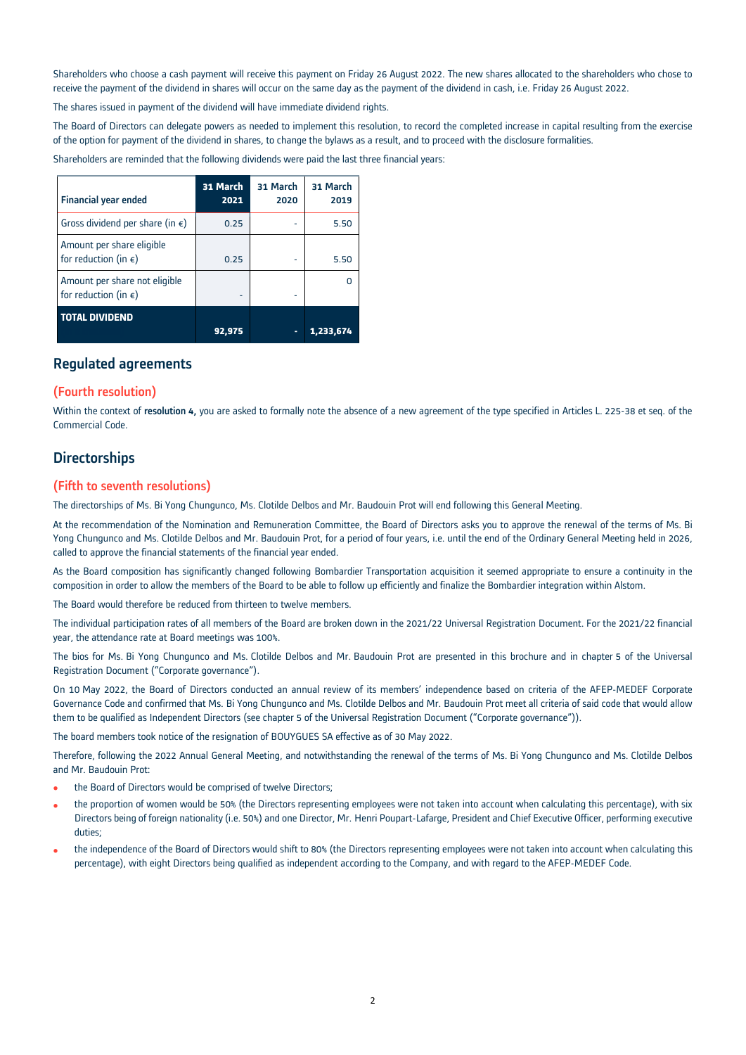Shareholders who choose a cash payment will receive this payment on Friday 26 August 2022. The new shares allocated to the shareholders who chose to receive the payment of the dividend in shares will occur on the same day as the payment of the dividend in cash, i.e. Friday 26 August 2022.

The shares issued in payment of the dividend will have immediate dividend rights.

The Board of Directors can delegate powers as needed to implement this resolution, to record the completed increase in capital resulting from the exercise of the option for payment of the dividend in shares, to change the bylaws as a result, and to proceed with the disclosure formalities.

Shareholders are reminded that the following dividends were paid the last three financial years:

| Financial year ended | 31 March 2021 | 31 March 2020 | 31 March 2019 |
|---|---|---|---|
| Gross dividend per share (in €) | 0.25 | - | 5.50 |
| Amount per share eligible for reduction (in €) | 0.25 | - | 5.50 |
| Amount per share not eligible for reduction (in €) | - | - | 0 |
| **TOTAL DIVIDEND** | **92,975** | **-** | **1,233,674** |

## Regulated agreements

### (Fourth resolution)

Within the context of **resolution 4,** you are asked to formally note the absence of a new agreement of the type specified in Articles L. 225-38 et seq. of the Commercial Code.

## Directorships

### (Fifth to seventh resolutions)

The directorships of Ms. Bi Yong Chungunco, Ms. Clotilde Delbos and Mr. Baudouin Prot will end following this General Meeting.

At the recommendation of the Nomination and Remuneration Committee, the Board of Directors asks you to approve the renewal of the terms of Ms. Bi Yong Chungunco and Ms. Clotilde Delbos and Mr. Baudouin Prot, for a period of four years, i.e. until the end of the Ordinary General Meeting held in 2026, called to approve the financial statements of the financial year ended.

As the Board composition has significantly changed following Bombardier Transportation acquisition it seemed appropriate to ensure a continuity in the composition in order to allow the members of the Board to be able to follow up efficiently and finalize the Bombardier integration within Alstom.

The Board would therefore be reduced from thirteen to twelve members.

The individual participation rates of all members of the Board are broken down in the 2021/22 Universal Registration Document. For the 2021/22 financial year, the attendance rate at Board meetings was 100%.

The bios for Ms. Bi Yong Chungunco and Ms. Clotilde Delbos and Mr. Baudouin Prot are presented in this brochure and in chapter 5 of the Universal Registration Document ("Corporate governance").

On 10 May 2022, the Board of Directors conducted an annual review of its members' independence based on criteria of the AFEP-MEDEF Corporate Governance Code and confirmed that Ms. Bi Yong Chungunco and Ms. Clotilde Delbos and Mr. Baudouin Prot meet all criteria of said code that would allow them to be qualified as Independent Directors (see chapter 5 of the Universal Registration Document ("Corporate governance")).

The board members took notice of the resignation of BOUYGUES SA effective as of 30 May 2022.

Therefore, following the 2022 Annual General Meeting, and notwithstanding the renewal of the terms of Ms. Bi Yong Chungunco and Ms. Clotilde Delbos and Mr. Baudouin Prot:

- the Board of Directors would be comprised of twelve Directors;
- the proportion of women would be 50% (the Directors representing employees were not taken into account when calculating this percentage), with six Directors being of foreign nationality (i.e. 50%) and one Director, Mr. Henri Poupart-Lafarge, President and Chief Executive Officer, performing executive duties;
- the independence of the Board of Directors would shift to 80% (the Directors representing employees were not taken into account when calculating this percentage), with eight Directors being qualified as independent according to the Company, and with regard to the AFEP-MEDEF Code.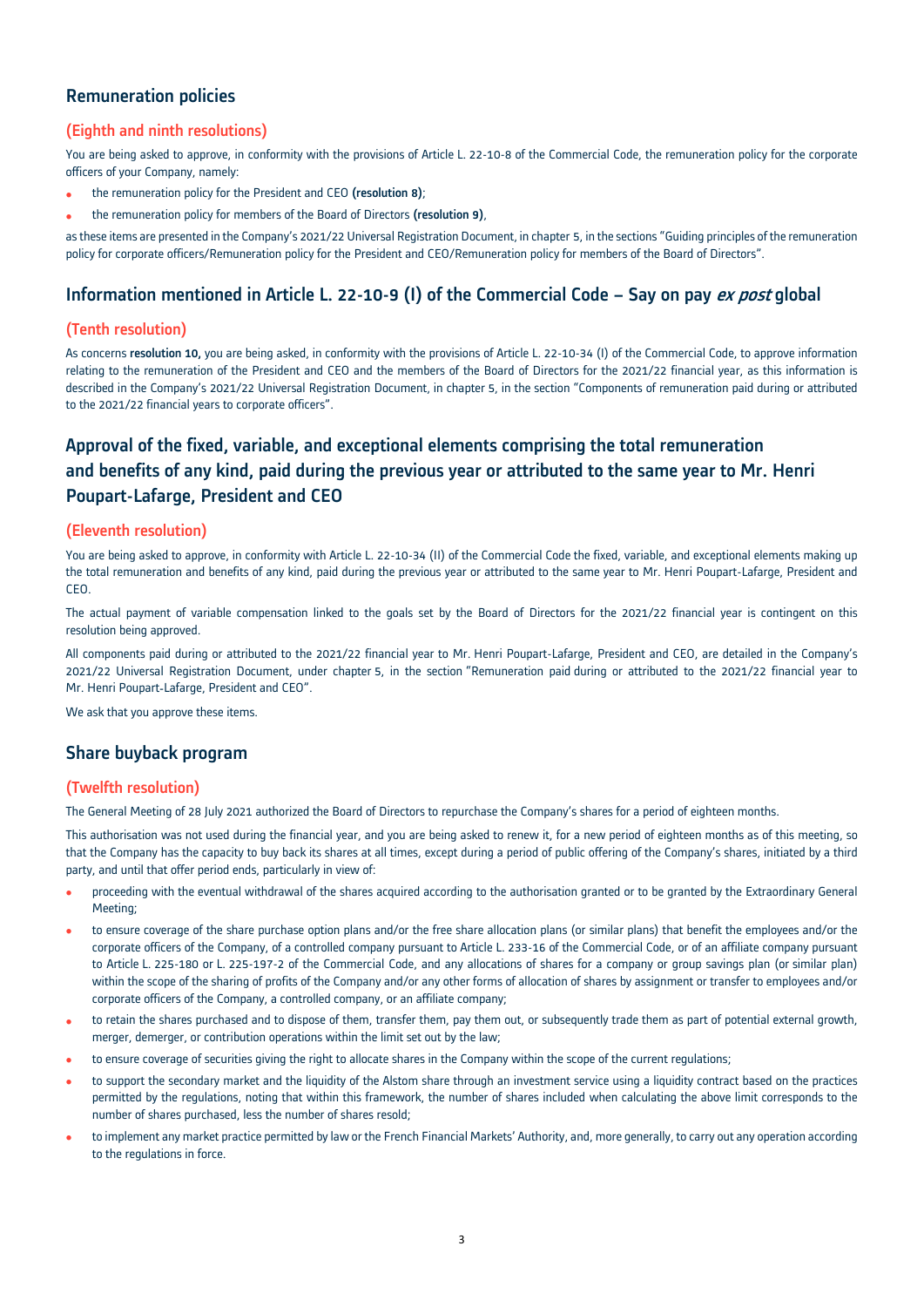## Remuneration policies

### (Eighth and ninth resolutions)

You are being asked to approve, in conformity with the provisions of Article L. 22-10-8 of the Commercial Code, the remuneration policy for the corporate officers of your Company, namely:

- the remuneration policy for the President and CEO **(resolution 8)**;
- the remuneration policy for members of the Board of Directors **(resolution 9)**,

as these items are presented in the Company's 2021/22 Universal Registration Document, in chapter 5, in the sections "Guiding principles of the remuneration policy for corporate officers/Remuneration policy for the President and CEO/Remuneration policy for members of the Board of Directors".

## Information mentioned in Article L. 22-10-9 (I) of the Commercial Code – Say on pay *ex post* global

### (Tenth resolution)

As concerns **resolution 10,** you are being asked, in conformity with the provisions of Article L. 22-10-34 (I) of the Commercial Code, to approve information relating to the remuneration of the President and CEO and the members of the Board of Directors for the 2021/22 financial year, as this information is described in the Company's 2021/22 Universal Registration Document, in chapter 5, in the section "Components of remuneration paid during or attributed to the 2021/22 financial years to corporate officers".

## Approval of the fixed, variable, and exceptional elements comprising the total remuneration and benefits of any kind, paid during the previous year or attributed to the same year to Mr. Henri Poupart-Lafarge, President and CEO

### (Eleventh resolution)

You are being asked to approve, in conformity with Article L. 22-10-34 (II) of the Commercial Code the fixed, variable, and exceptional elements making up the total remuneration and benefits of any kind, paid during the previous year or attributed to the same year to Mr. Henri Poupart-Lafarge, President and CEO.

The actual payment of variable compensation linked to the goals set by the Board of Directors for the 2021/22 financial year is contingent on this resolution being approved.

All components paid during or attributed to the 2021/22 financial year to Mr. Henri Poupart-Lafarge, President and CEO, are detailed in the Company's 2021/22 Universal Registration Document, under chapter 5, in the section "Remuneration paid during or attributed to the 2021/22 financial year to Mr. Henri Poupart-Lafarge, President and CEO".

We ask that you approve these items.

## Share buyback program

### (Twelfth resolution)

The General Meeting of 28 July 2021 authorized the Board of Directors to repurchase the Company's shares for a period of eighteen months.

This authorisation was not used during the financial year, and you are being asked to renew it, for a new period of eighteen months as of this meeting, so that the Company has the capacity to buy back its shares at all times, except during a period of public offering of the Company's shares, initiated by a third party, and until that offer period ends, particularly in view of:

- proceeding with the eventual withdrawal of the shares acquired according to the authorisation granted or to be granted by the Extraordinary General Meeting;
- to ensure coverage of the share purchase option plans and/or the free share allocation plans (or similar plans) that benefit the employees and/or the corporate officers of the Company, of a controlled company pursuant to Article L. 233-16 of the Commercial Code, or of an affiliate company pursuant to Article L. 225-180 or L. 225-197-2 of the Commercial Code, and any allocations of shares for a company or group savings plan (or similar plan) within the scope of the sharing of profits of the Company and/or any other forms of allocation of shares by assignment or transfer to employees and/or corporate officers of the Company, a controlled company, or an affiliate company;
- to retain the shares purchased and to dispose of them, transfer them, pay them out, or subsequently trade them as part of potential external growth, merger, demerger, or contribution operations within the limit set out by the law;
- to ensure coverage of securities giving the right to allocate shares in the Company within the scope of the current regulations;
- to support the secondary market and the liquidity of the Alstom share through an investment service using a liquidity contract based on the practices permitted by the regulations, noting that within this framework, the number of shares included when calculating the above limit corresponds to the number of shares purchased, less the number of shares resold;
- to implement any market practice permitted by law or the French Financial Markets' Authority, and, more generally, to carry out any operation according to the regulations in force.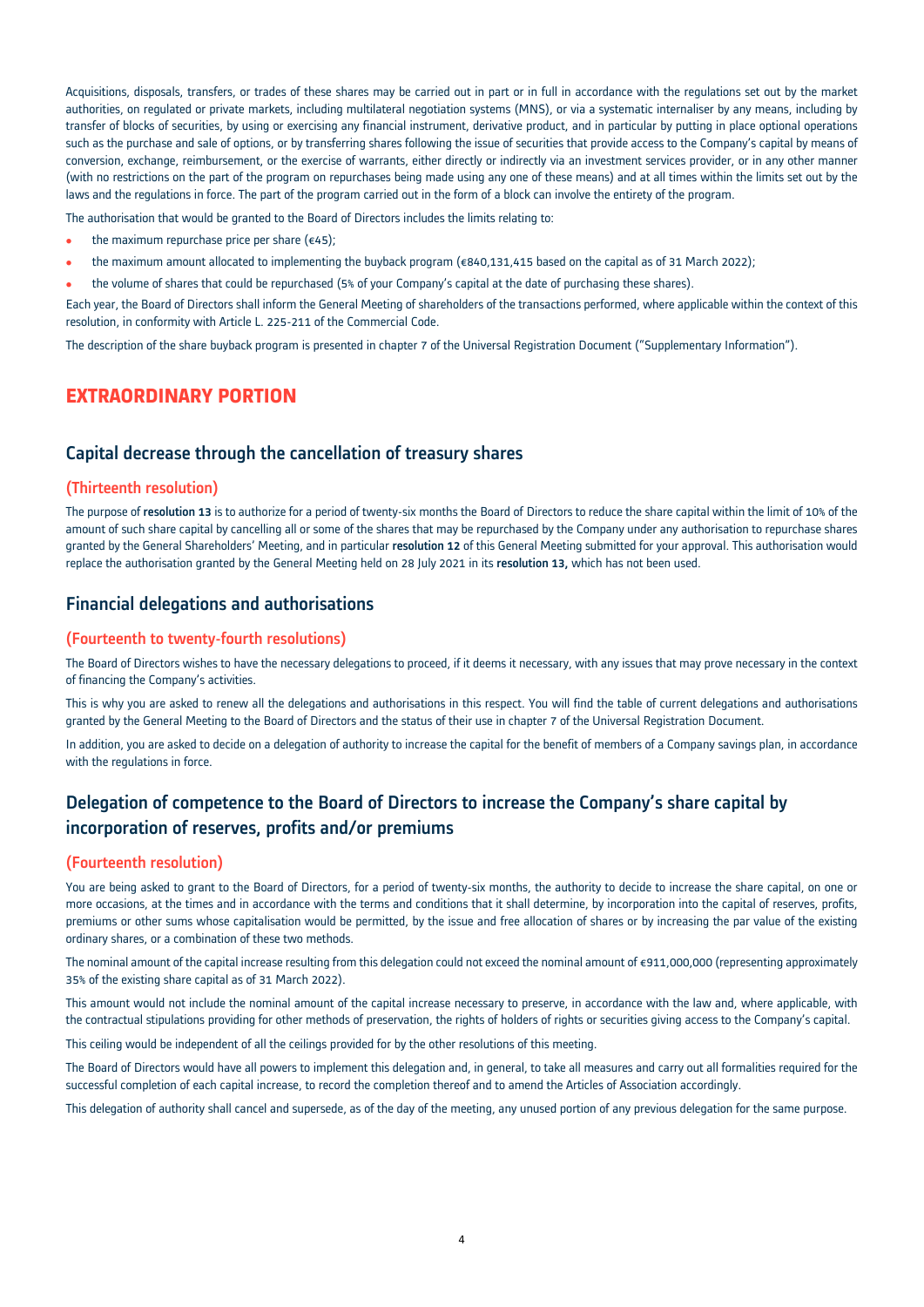Acquisitions, disposals, transfers, or trades of these shares may be carried out in part or in full in accordance with the regulations set out by the market authorities, on regulated or private markets, including multilateral negotiation systems (MNS), or via a systematic internaliser by any means, including by transfer of blocks of securities, by using or exercising any financial instrument, derivative product, and in particular by putting in place optional operations such as the purchase and sale of options, or by transferring shares following the issue of securities that provide access to the Company's capital by means of conversion, exchange, reimbursement, or the exercise of warrants, either directly or indirectly via an investment services provider, or in any other manner (with no restrictions on the part of the program on repurchases being made using any one of these means) and at all times within the limits set out by the laws and the regulations in force. The part of the program carried out in the form of a block can involve the entirety of the program.

The authorisation that would be granted to the Board of Directors includes the limits relating to:

- the maximum repurchase price per share (€45);
- the maximum amount allocated to implementing the buyback program (€840,131,415 based on the capital as of 31 March 2022);
- the volume of shares that could be repurchased (5% of your Company's capital at the date of purchasing these shares).

Each year, the Board of Directors shall inform the General Meeting of shareholders of the transactions performed, where applicable within the context of this resolution, in conformity with Article L. 225-211 of the Commercial Code.

The description of the share buyback program is presented in chapter 7 of the Universal Registration Document ("Supplementary Information").

# EXTRAORDINARY PORTION

## Capital decrease through the cancellation of treasury shares

### (Thirteenth resolution)

The purpose of **resolution 13** is to authorize for a period of twenty-six months the Board of Directors to reduce the share capital within the limit of 10% of the amount of such share capital by cancelling all or some of the shares that may be repurchased by the Company under any authorisation to repurchase shares granted by the General Shareholders' Meeting, and in particular **resolution 12** of this General Meeting submitted for your approval. This authorisation would replace the authorisation granted by the General Meeting held on 28 July 2021 in its **resolution 13,** which has not been used.

## Financial delegations and authorisations

### (Fourteenth to twenty-fourth resolutions)

The Board of Directors wishes to have the necessary delegations to proceed, if it deems it necessary, with any issues that may prove necessary in the context of financing the Company's activities.

This is why you are asked to renew all the delegations and authorisations in this respect. You will find the table of current delegations and authorisations granted by the General Meeting to the Board of Directors and the status of their use in chapter 7 of the Universal Registration Document.

In addition, you are asked to decide on a delegation of authority to increase the capital for the benefit of members of a Company savings plan, in accordance with the regulations in force.

## Delegation of competence to the Board of Directors to increase the Company's share capital by incorporation of reserves, profits and/or premiums

### (Fourteenth resolution)

You are being asked to grant to the Board of Directors, for a period of twenty-six months, the authority to decide to increase the share capital, on one or more occasions, at the times and in accordance with the terms and conditions that it shall determine, by incorporation into the capital of reserves, profits, premiums or other sums whose capitalisation would be permitted, by the issue and free allocation of shares or by increasing the par value of the existing ordinary shares, or a combination of these two methods.

The nominal amount of the capital increase resulting from this delegation could not exceed the nominal amount of €911,000,000 (representing approximately 35% of the existing share capital as of 31 March 2022).

This amount would not include the nominal amount of the capital increase necessary to preserve, in accordance with the law and, where applicable, with the contractual stipulations providing for other methods of preservation, the rights of holders of rights or securities giving access to the Company's capital.

This ceiling would be independent of all the ceilings provided for by the other resolutions of this meeting.

The Board of Directors would have all powers to implement this delegation and, in general, to take all measures and carry out all formalities required for the successful completion of each capital increase, to record the completion thereof and to amend the Articles of Association accordingly.

This delegation of authority shall cancel and supersede, as of the day of the meeting, any unused portion of any previous delegation for the same purpose.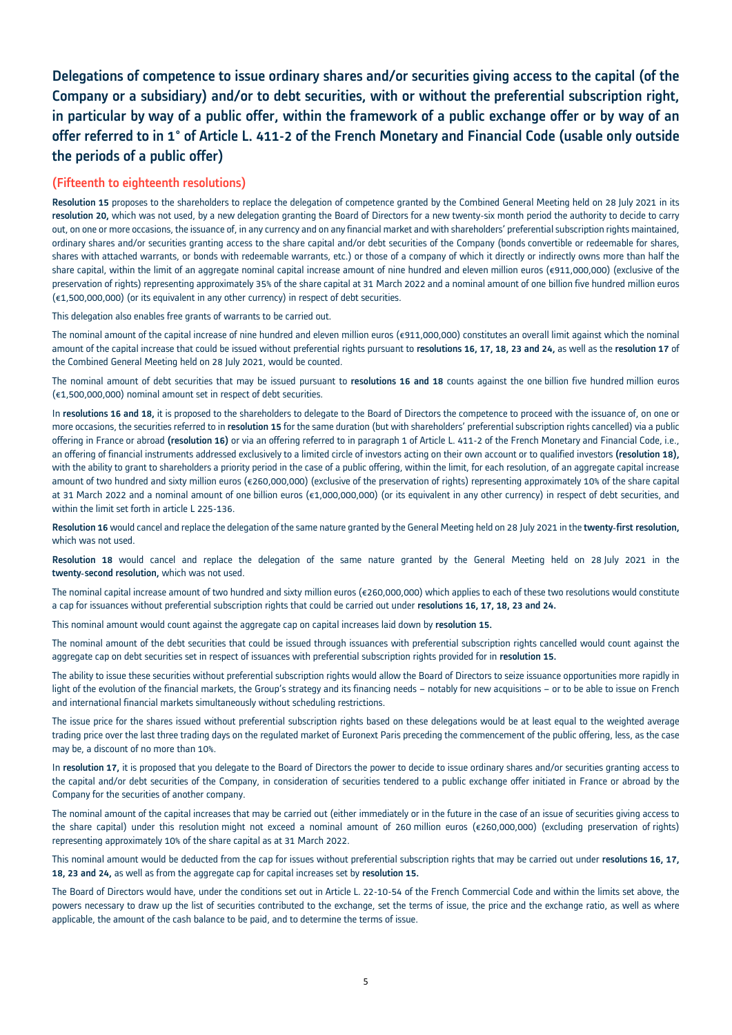## Delegations of competence to issue ordinary shares and/or securities giving access to the capital (of the Company or a subsidiary) and/or to debt securities, with or without the preferential subscription right, in particular by way of a public offer, within the framework of a public exchange offer or by way of an offer referred to in 1° of Article L. 411-2 of the French Monetary and Financial Code (usable only outside the periods of a public offer)

### (Fifteenth to eighteenth resolutions)

**Resolution 15** proposes to the shareholders to replace the delegation of competence granted by the Combined General Meeting held on 28 July 2021 in its **resolution 20,** which was not used, by a new delegation granting the Board of Directors for a new twenty-six month period the authority to decide to carry out, on one or more occasions, the issuance of, in any currency and on any financial market and with shareholders' preferential subscription rights maintained, ordinary shares and/or securities granting access to the share capital and/or debt securities of the Company (bonds convertible or redeemable for shares, shares with attached warrants, or bonds with redeemable warrants, etc.) or those of a company of which it directly or indirectly owns more than half the share capital, within the limit of an aggregate nominal capital increase amount of nine hundred and eleven million euros (€911,000,000) (exclusive of the preservation of rights) representing approximately 35% of the share capital at 31 March 2022 and a nominal amount of one billion five hundred million euros (€1,500,000,000) (or its equivalent in any other currency) in respect of debt securities.

This delegation also enables free grants of warrants to be carried out.

The nominal amount of the capital increase of nine hundred and eleven million euros (€911,000,000) constitutes an overall limit against which the nominal amount of the capital increase that could be issued without preferential rights pursuant to **resolutions 16, 17, 18, 23 and 24,** as well as the **resolution 17** of the Combined General Meeting held on 28 July 2021, would be counted.

The nominal amount of debt securities that may be issued pursuant to **resolutions 16 and 18** counts against the one billion five hundred million euros (€1,500,000,000) nominal amount set in respect of debt securities.

In **resolutions 16 and 18,** it is proposed to the shareholders to delegate to the Board of Directors the competence to proceed with the issuance of, on one or more occasions, the securities referred to in **resolution 15** for the same duration (but with shareholders' preferential subscription rights cancelled) via a public offering in France or abroad **(resolution 16)** or via an offering referred to in paragraph 1 of Article L. 411-2 of the French Monetary and Financial Code, i.e., an offering of financial instruments addressed exclusively to a limited circle of investors acting on their own account or to qualified investors **(resolution 18),** with the ability to grant to shareholders a priority period in the case of a public offering, within the limit, for each resolution, of an aggregate capital increase amount of two hundred and sixty million euros (€260,000,000) (exclusive of the preservation of rights) representing approximately 10% of the share capital at 31 March 2022 and a nominal amount of one billion euros (€1,000,000,000) (or its equivalent in any other currency) in respect of debt securities, and within the limit set forth in article L 225-136.

**Resolution 16** would cancel and replace the delegation of the same nature granted by the General Meeting held on 28 July 2021 in the **twenty-first resolution,** which was not used.

**Resolution 18** would cancel and replace the delegation of the same nature granted by the General Meeting held on 28 July 2021 in the **twenty-second resolution,** which was not used.

The nominal capital increase amount of two hundred and sixty million euros (€260,000,000) which applies to each of these two resolutions would constitute a cap for issuances without preferential subscription rights that could be carried out under **resolutions 16, 17, 18, 23 and 24.**

This nominal amount would count against the aggregate cap on capital increases laid down by **resolution 15.**

The nominal amount of the debt securities that could be issued through issuances with preferential subscription rights cancelled would count against the aggregate cap on debt securities set in respect of issuances with preferential subscription rights provided for in **resolution 15.**

The ability to issue these securities without preferential subscription rights would allow the Board of Directors to seize issuance opportunities more rapidly in light of the evolution of the financial markets, the Group's strategy and its financing needs – notably for new acquisitions – or to be able to issue on French and international financial markets simultaneously without scheduling restrictions.

The issue price for the shares issued without preferential subscription rights based on these delegations would be at least equal to the weighted average trading price over the last three trading days on the regulated market of Euronext Paris preceding the commencement of the public offering, less, as the case may be, a discount of no more than 10%.

In **resolution 17,** it is proposed that you delegate to the Board of Directors the power to decide to issue ordinary shares and/or securities granting access to the capital and/or debt securities of the Company, in consideration of securities tendered to a public exchange offer initiated in France or abroad by the Company for the securities of another company.

The nominal amount of the capital increases that may be carried out (either immediately or in the future in the case of an issue of securities giving access to the share capital) under this resolution might not exceed a nominal amount of 260 million euros (€260,000,000) (excluding preservation of rights) representing approximately 10% of the share capital as at 31 March 2022.

This nominal amount would be deducted from the cap for issues without preferential subscription rights that may be carried out under **resolutions 16, 17, 18, 23 and 24,** as well as from the aggregate cap for capital increases set by **resolution 15.**

The Board of Directors would have, under the conditions set out in Article L. 22-10-54 of the French Commercial Code and within the limits set above, the powers necessary to draw up the list of securities contributed to the exchange, set the terms of issue, the price and the exchange ratio, as well as where applicable, the amount of the cash balance to be paid, and to determine the terms of issue.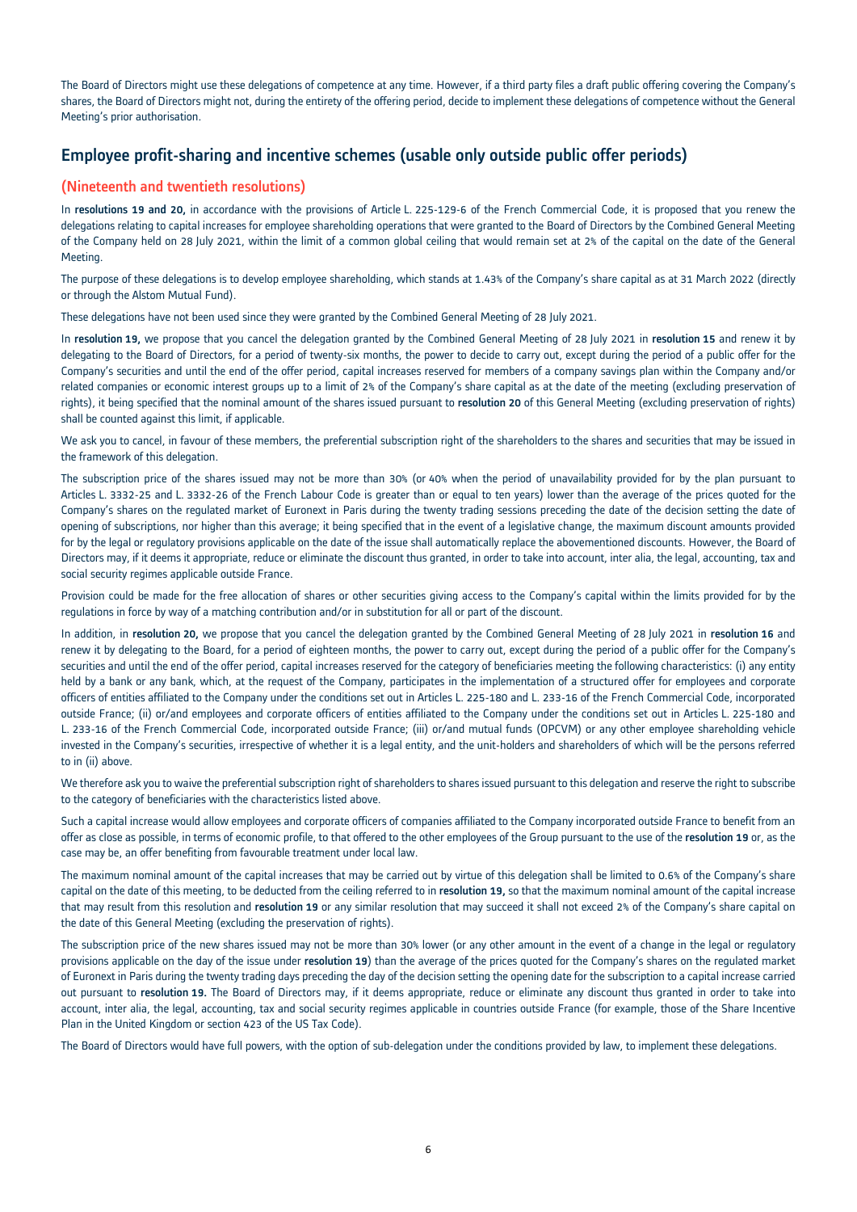The Board of Directors might use these delegations of competence at any time. However, if a third party files a draft public offering covering the Company's shares, the Board of Directors might not, during the entirety of the offering period, decide to implement these delegations of competence without the General Meeting's prior authorisation.

## Employee profit-sharing and incentive schemes (usable only outside public offer periods)

### (Nineteenth and twentieth resolutions)

In **resolutions 19 and 20,** in accordance with the provisions of Article L. 225-129-6 of the French Commercial Code, it is proposed that you renew the delegations relating to capital increases for employee shareholding operations that were granted to the Board of Directors by the Combined General Meeting of the Company held on 28 July 2021, within the limit of a common global ceiling that would remain set at 2% of the capital on the date of the General Meeting.

The purpose of these delegations is to develop employee shareholding, which stands at 1.43% of the Company's share capital as at 31 March 2022 (directly or through the Alstom Mutual Fund).

These delegations have not been used since they were granted by the Combined General Meeting of 28 July 2021.

In **resolution 19,** we propose that you cancel the delegation granted by the Combined General Meeting of 28 July 2021 in **resolution 15** and renew it by delegating to the Board of Directors, for a period of twenty-six months, the power to decide to carry out, except during the period of a public offer for the Company's securities and until the end of the offer period, capital increases reserved for members of a company savings plan within the Company and/or related companies or economic interest groups up to a limit of 2% of the Company's share capital as at the date of the meeting (excluding preservation of rights), it being specified that the nominal amount of the shares issued pursuant to **resolution 20** of this General Meeting (excluding preservation of rights) shall be counted against this limit, if applicable.

We ask you to cancel, in favour of these members, the preferential subscription right of the shareholders to the shares and securities that may be issued in the framework of this delegation.

The subscription price of the shares issued may not be more than 30% (or 40% when the period of unavailability provided for by the plan pursuant to Articles L. 3332-25 and L. 3332-26 of the French Labour Code is greater than or equal to ten years) lower than the average of the prices quoted for the Company's shares on the regulated market of Euronext in Paris during the twenty trading sessions preceding the date of the decision setting the date of opening of subscriptions, nor higher than this average; it being specified that in the event of a legislative change, the maximum discount amounts provided for by the legal or regulatory provisions applicable on the date of the issue shall automatically replace the abovementioned discounts. However, the Board of Directors may, if it deems it appropriate, reduce or eliminate the discount thus granted, in order to take into account, inter alia, the legal, accounting, tax and social security regimes applicable outside France.

Provision could be made for the free allocation of shares or other securities giving access to the Company's capital within the limits provided for by the regulations in force by way of a matching contribution and/or in substitution for all or part of the discount.

In addition, in **resolution 20,** we propose that you cancel the delegation granted by the Combined General Meeting of 28 July 2021 in **resolution 16** and renew it by delegating to the Board, for a period of eighteen months, the power to carry out, except during the period of a public offer for the Company's securities and until the end of the offer period, capital increases reserved for the category of beneficiaries meeting the following characteristics: (i) any entity held by a bank or any bank, which, at the request of the Company, participates in the implementation of a structured offer for employees and corporate officers of entities affiliated to the Company under the conditions set out in Articles L. 225-180 and L. 233-16 of the French Commercial Code, incorporated outside France; (ii) or/and employees and corporate officers of entities affiliated to the Company under the conditions set out in Articles L. 225-180 and L. 233-16 of the French Commercial Code, incorporated outside France; (iii) or/and mutual funds (OPCVM) or any other employee shareholding vehicle invested in the Company's securities, irrespective of whether it is a legal entity, and the unit-holders and shareholders of which will be the persons referred to in (ii) above.

We therefore ask you to waive the preferential subscription right of shareholders to shares issued pursuant to this delegation and reserve the right to subscribe to the category of beneficiaries with the characteristics listed above.

Such a capital increase would allow employees and corporate officers of companies affiliated to the Company incorporated outside France to benefit from an offer as close as possible, in terms of economic profile, to that offered to the other employees of the Group pursuant to the use of the **resolution 19** or, as the case may be, an offer benefiting from favourable treatment under local law.

The maximum nominal amount of the capital increases that may be carried out by virtue of this delegation shall be limited to 0.6% of the Company's share capital on the date of this meeting, to be deducted from the ceiling referred to in **resolution 19,** so that the maximum nominal amount of the capital increase that may result from this resolution and **resolution 19** or any similar resolution that may succeed it shall not exceed 2% of the Company's share capital on the date of this General Meeting (excluding the preservation of rights).

The subscription price of the new shares issued may not be more than 30% lower (or any other amount in the event of a change in the legal or regulatory provisions applicable on the day of the issue under **resolution 19**) than the average of the prices quoted for the Company's shares on the regulated market of Euronext in Paris during the twenty trading days preceding the day of the decision setting the opening date for the subscription to a capital increase carried out pursuant to **resolution 19.** The Board of Directors may, if it deems appropriate, reduce or eliminate any discount thus granted in order to take into account, inter alia, the legal, accounting, tax and social security regimes applicable in countries outside France (for example, those of the Share Incentive Plan in the United Kingdom or section 423 of the US Tax Code).

The Board of Directors would have full powers, with the option of sub-delegation under the conditions provided by law, to implement these delegations.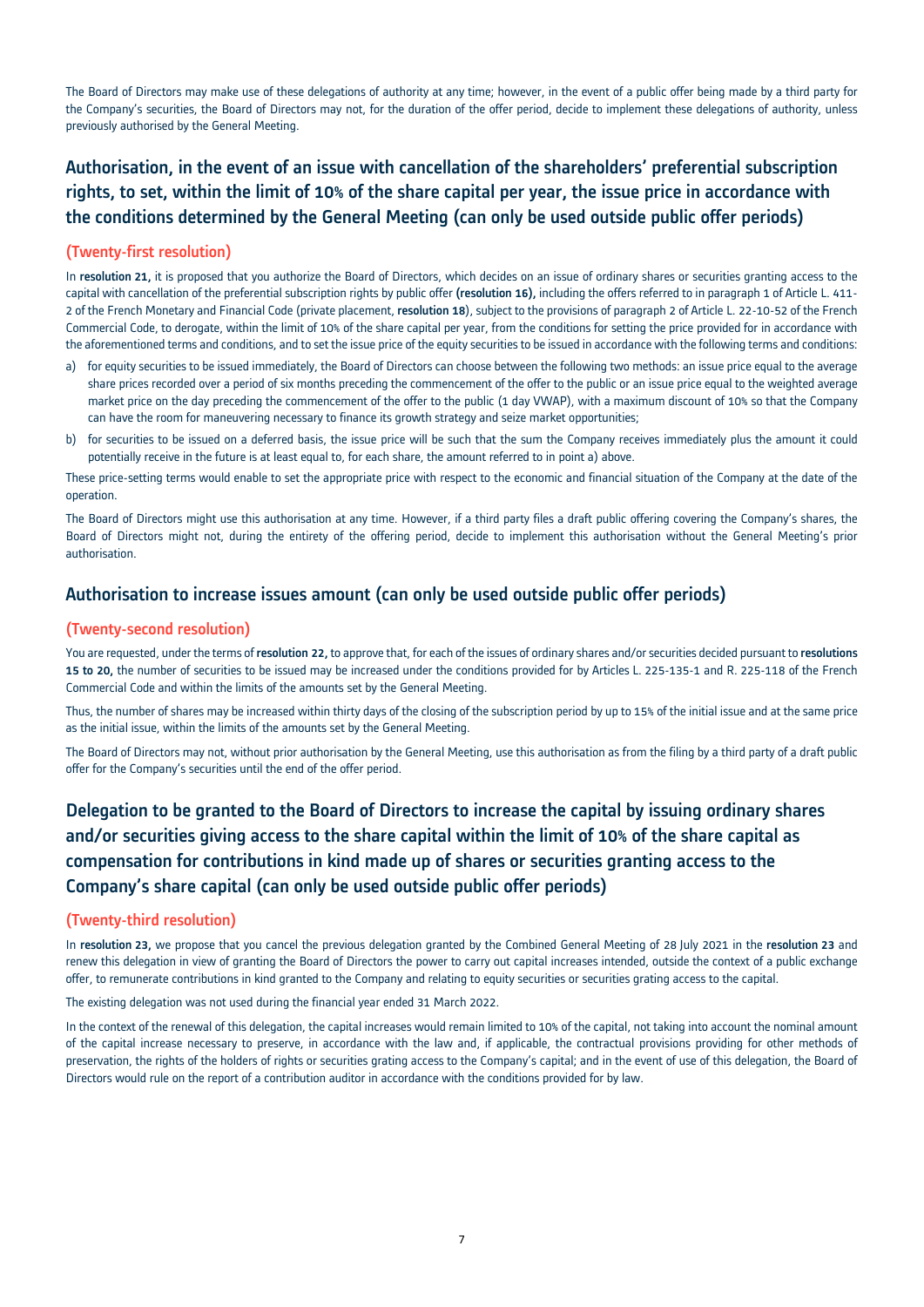The Board of Directors may make use of these delegations of authority at any time; however, in the event of a public offer being made by a third party for the Company's securities, the Board of Directors may not, for the duration of the offer period, decide to implement these delegations of authority, unless previously authorised by the General Meeting.

## Authorisation, in the event of an issue with cancellation of the shareholders' preferential subscription rights, to set, within the limit of 10% of the share capital per year, the issue price in accordance with the conditions determined by the General Meeting (can only be used outside public offer periods)

### (Twenty-first resolution)

In **resolution 21,** it is proposed that you authorize the Board of Directors, which decides on an issue of ordinary shares or securities granting access to the capital with cancellation of the preferential subscription rights by public offer **(resolution 16),** including the offers referred to in paragraph 1 of Article L. 411-2 of the French Monetary and Financial Code (private placement, **resolution 18**), subject to the provisions of paragraph 2 of Article L. 22-10-52 of the French Commercial Code, to derogate, within the limit of 10% of the share capital per year, from the conditions for setting the price provided for in accordance with the aforementioned terms and conditions, and to set the issue price of the equity securities to be issued in accordance with the following terms and conditions:

a) for equity securities to be issued immediately, the Board of Directors can choose between the following two methods: an issue price equal to the average share prices recorded over a period of six months preceding the commencement of the offer to the public or an issue price equal to the weighted average market price on the day preceding the commencement of the offer to the public (1 day VWAP), with a maximum discount of 10% so that the Company can have the room for maneuvering necessary to finance its growth strategy and seize market opportunities;

b) for securities to be issued on a deferred basis, the issue price will be such that the sum the Company receives immediately plus the amount it could potentially receive in the future is at least equal to, for each share, the amount referred to in point a) above.

These price-setting terms would enable to set the appropriate price with respect to the economic and financial situation of the Company at the date of the operation.

The Board of Directors might use this authorisation at any time. However, if a third party files a draft public offering covering the Company's shares, the Board of Directors might not, during the entirety of the offering period, decide to implement this authorisation without the General Meeting's prior authorisation.

## Authorisation to increase issues amount (can only be used outside public offer periods)

### (Twenty-second resolution)

You are requested, under the terms of **resolution 22,** to approve that, for each of the issues of ordinary shares and/or securities decided pursuant to **resolutions 15 to 20,** the number of securities to be issued may be increased under the conditions provided for by Articles L. 225-135-1 and R. 225-118 of the French Commercial Code and within the limits of the amounts set by the General Meeting.

Thus, the number of shares may be increased within thirty days of the closing of the subscription period by up to 15% of the initial issue and at the same price as the initial issue, within the limits of the amounts set by the General Meeting.

The Board of Directors may not, without prior authorisation by the General Meeting, use this authorisation as from the filing by a third party of a draft public offer for the Company's securities until the end of the offer period.

## Delegation to be granted to the Board of Directors to increase the capital by issuing ordinary shares and/or securities giving access to the share capital within the limit of 10% of the share capital as compensation for contributions in kind made up of shares or securities granting access to the Company's share capital (can only be used outside public offer periods)

### (Twenty-third resolution)

In **resolution 23,** we propose that you cancel the previous delegation granted by the Combined General Meeting of 28 July 2021 in the **resolution 23** and renew this delegation in view of granting the Board of Directors the power to carry out capital increases intended, outside the context of a public exchange offer, to remunerate contributions in kind granted to the Company and relating to equity securities or securities grating access to the capital.

The existing delegation was not used during the financial year ended 31 March 2022.

In the context of the renewal of this delegation, the capital increases would remain limited to 10% of the capital, not taking into account the nominal amount of the capital increase necessary to preserve, in accordance with the law and, if applicable, the contractual provisions providing for other methods of preservation, the rights of the holders of rights or securities grating access to the Company's capital; and in the event of use of this delegation, the Board of Directors would rule on the report of a contribution auditor in accordance with the conditions provided for by law.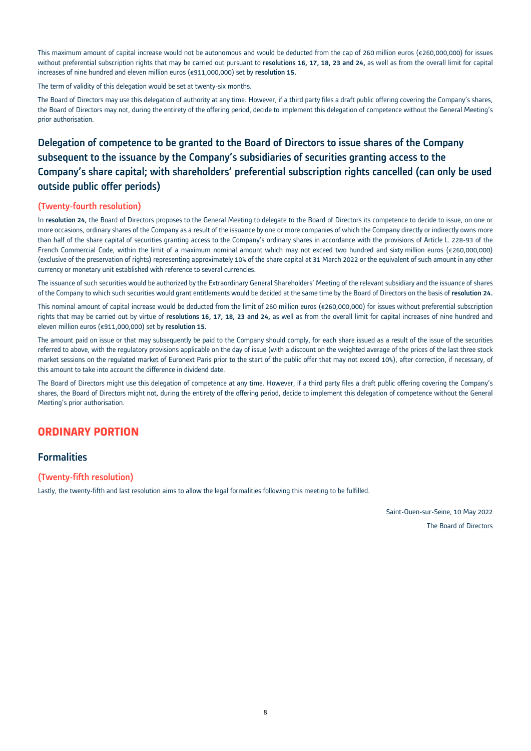This maximum amount of capital increase would not be autonomous and would be deducted from the cap of 260 million euros (€260,000,000) for issues without preferential subscription rights that may be carried out pursuant to **resolutions 16, 17, 18, 23 and 24,** as well as from the overall limit for capital increases of nine hundred and eleven million euros (€911,000,000) set by **resolution 15.**

The term of validity of this delegation would be set at twenty-six months.

The Board of Directors may use this delegation of authority at any time. However, if a third party files a draft public offering covering the Company's shares, the Board of Directors may not, during the entirety of the offering period, decide to implement this delegation of competence without the General Meeting's prior authorisation.

## Delegation of competence to be granted to the Board of Directors to issue shares of the Company subsequent to the issuance by the Company's subsidiaries of securities granting access to the Company's share capital; with shareholders' preferential subscription rights cancelled (can only be used outside public offer periods)

### (Twenty-fourth resolution)

In **resolution 24,** the Board of Directors proposes to the General Meeting to delegate to the Board of Directors its competence to decide to issue, on one or more occasions, ordinary shares of the Company as a result of the issuance by one or more companies of which the Company directly or indirectly owns more than half of the share capital of securities granting access to the Company's ordinary shares in accordance with the provisions of Article L. 228-93 of the French Commercial Code, within the limit of a maximum nominal amount which may not exceed two hundred and sixty million euros (€260,000,000) (exclusive of the preservation of rights) representing approximately 10% of the share capital at 31 March 2022 or the equivalent of such amount in any other currency or monetary unit established with reference to several currencies.

The issuance of such securities would be authorized by the Extraordinary General Shareholders' Meeting of the relevant subsidiary and the issuance of shares of the Company to which such securities would grant entitlements would be decided at the same time by the Board of Directors on the basis of **resolution 24.**

This nominal amount of capital increase would be deducted from the limit of 260 million euros (€260,000,000) for issues without preferential subscription rights that may be carried out by virtue of **resolutions 16, 17, 18, 23 and 24,** as well as from the overall limit for capital increases of nine hundred and eleven million euros (€911,000,000) set by **resolution 15.**

The amount paid on issue or that may subsequently be paid to the Company should comply, for each share issued as a result of the issue of the securities referred to above, with the regulatory provisions applicable on the day of issue (with a discount on the weighted average of the prices of the last three stock market sessions on the regulated market of Euronext Paris prior to the start of the public offer that may not exceed 10%), after correction, if necessary, of this amount to take into account the difference in dividend date.

The Board of Directors might use this delegation of competence at any time. However, if a third party files a draft public offering covering the Company's shares, the Board of Directors might not, during the entirety of the offering period, decide to implement this delegation of competence without the General Meeting's prior authorisation.

# ORDINARY PORTION

## Formalities

### (Twenty-fifth resolution)

Lastly, the twenty-fifth and last resolution aims to allow the legal formalities following this meeting to be fulfilled.

Saint-Ouen-sur-Seine, 10 May 2022

The Board of Directors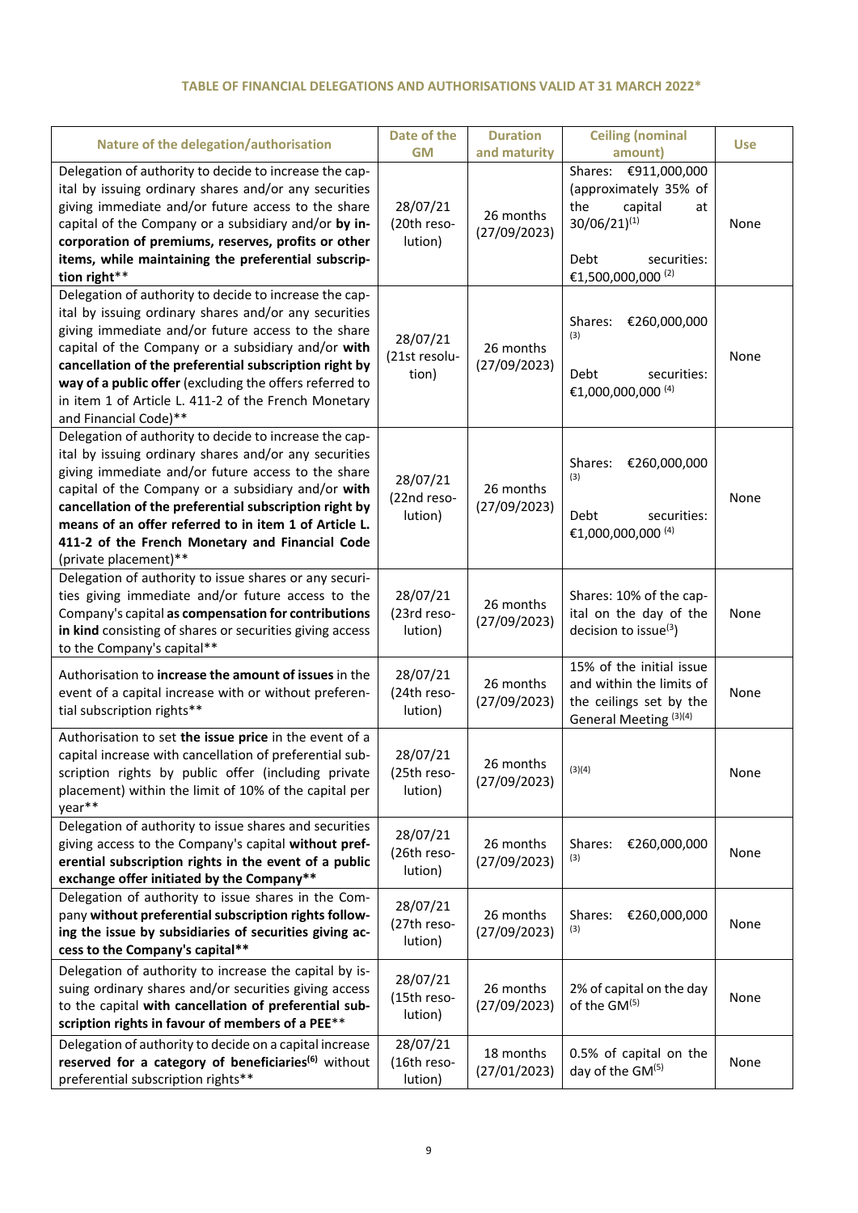**TABLE OF FINANCIAL DELEGATIONS AND AUTHORISATIONS VALID AT 31 MARCH 2022***

| Nature of the delegation/authorisation | Date of the GM | Duration and maturity | Ceiling (nominal amount) | Use |
|---|---|---|---|---|
| Delegation of authority to decide to increase the capital by issuing ordinary shares and/or any securities giving immediate and/or future access to the share capital of the Company or a subsidiary and/or **by incorporation of premiums, reserves, profits or other items, while maintaining the preferential subscription right**** | 28/07/21 (20th resolution) | 26 months (27/09/2023) | Shares: €911,000,000 (approximately 35% of the capital at 30/06/21)[(1)]<br><br>Debt securities: €1,500,000,000 [(2)] | None |
| Delegation of authority to decide to increase the capital by issuing ordinary shares and/or any securities giving immediate and/or future access to the share capital of the Company or a subsidiary and/or **with cancellation of the preferential subscription right by way of a public offer** (excluding the offers referred to in item 1 of Article L. 411-2 of the French Monetary and Financial Code)** | 28/07/21 (21st resolution) | 26 months (27/09/2023) | Shares: €260,000,000 [(3)]<br><br>Debt securities: €1,000,000,000 [(4)] | None |
| Delegation of authority to decide to increase the capital by issuing ordinary shares and/or any securities giving immediate and/or future access to the share capital of the Company or a subsidiary and/or **with cancellation of the preferential subscription right by means of an offer referred to in item 1 of Article L. 411-2 of the French Monetary and Financial Code** (private placement)** | 28/07/21 (22nd resolution) | 26 months (27/09/2023) | Shares: €260,000,000 [(3)]<br><br>Debt securities: €1,000,000,000 [(4)] | None |
| Delegation of authority to issue shares or any securities giving immediate and/or future access to the Company's capital **as compensation for contributions in kind** consisting of shares or securities giving access to the Company's capital** | 28/07/21 (23rd resolution) | 26 months (27/09/2023) | Shares: 10% of the capital on the day of the decision to issue[(3)]) | None |
| Authorisation to **increase the amount of issues** in the event of a capital increase with or without preferential subscription rights** | 28/07/21 (24th resolution) | 26 months (27/09/2023) | 15% of the initial issue and within the limits of the ceilings set by the General Meeting [(3)(4)] | None |
| Authorisation to set **the issue price** in the event of a capital increase with cancellation of preferential subscription rights by public offer (including private placement) within the limit of 10% of the capital per year** | 28/07/21 (25th resolution) | 26 months (27/09/2023) | [(3)(4)] | None |
| Delegation of authority to issue shares and securities giving access to the Company's capital **without preferential subscription rights in the event of a public exchange offer initiated by the Company**** | 28/07/21 (26th resolution) | 26 months (27/09/2023) | Shares: €260,000,000 [(3)] | None |
| Delegation of authority to issue shares in the Company **without preferential subscription rights following the issue by subsidiaries of securities giving access to the Company's capital**** | 28/07/21 (27th resolution) | 26 months (27/09/2023) | Shares: €260,000,000 [(3)] | None |
| Delegation of authority to increase the capital by issuing ordinary shares and/or securities giving access to the capital **with cancellation of preferential subscription rights in favour of members of a PEE**** | 28/07/21 (15th resolution) | 26 months (27/09/2023) | 2% of capital on the day of the GM[(5)] | None |
| Delegation of authority to decide on a capital increase **reserved for a category of beneficiaries[(6)]** without preferential subscription rights** | 28/07/21 (16th resolution) | 18 months (27/01/2023) | 0.5% of capital on the day of the GM[(5)] | None |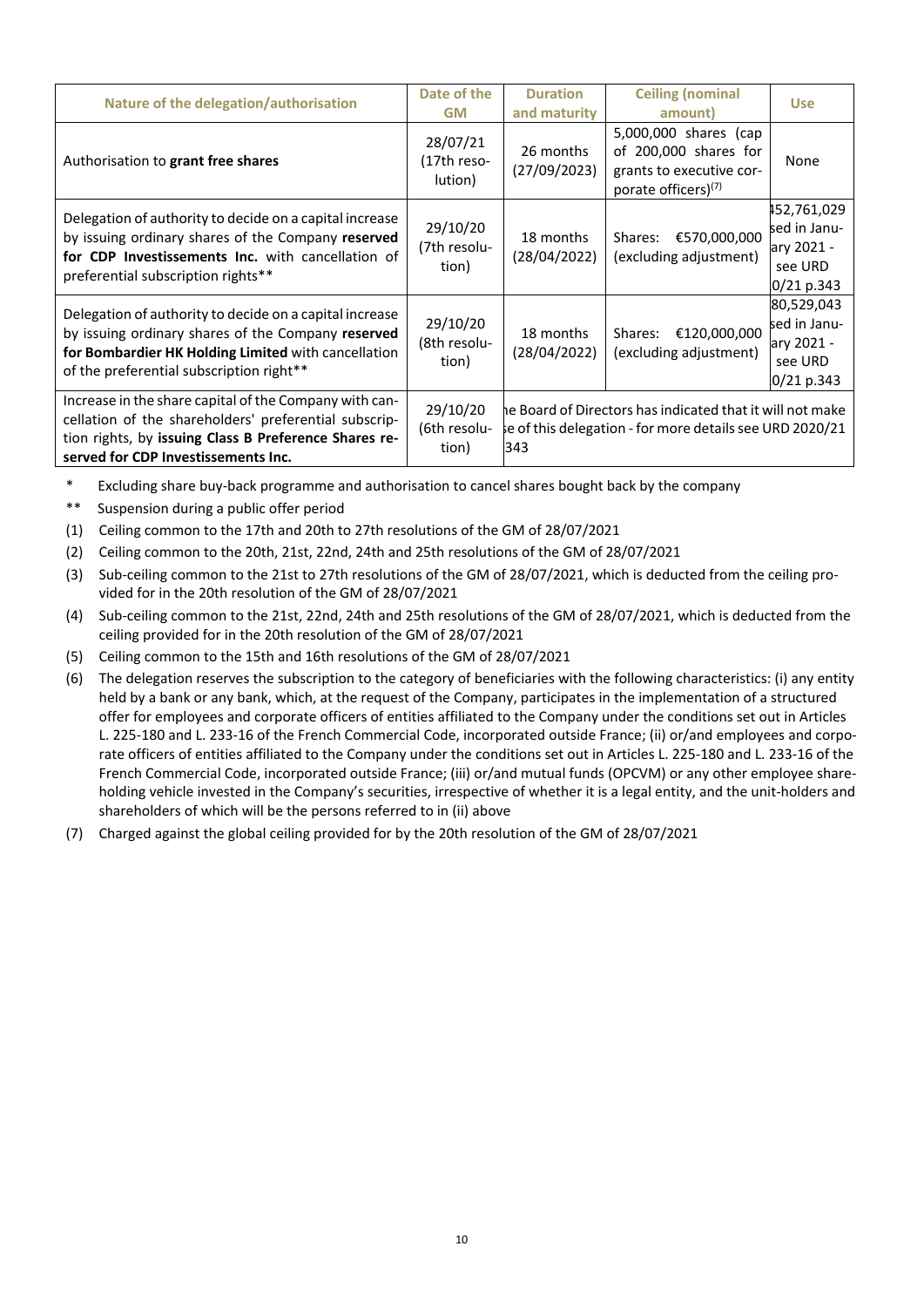| Nature of the delegation/authorisation | Date of the GM | Duration and maturity | Ceiling (nominal amount) | Use |
|---|---|---|---|---|
| Authorisation to **grant free shares** | 28/07/21 (17th resolution) | 26 months (27/09/2023) | 5,000,000 shares (cap of 200,000 shares for grants to executive corporate officers)(7) | None |
| Delegation of authority to decide on a capital increase by issuing ordinary shares of the Company **reserved for CDP Investissements Inc.** with cancellation of preferential subscription rights** | 29/10/20 (7th resolution) | 18 months (28/04/2022) | Shares: €570,000,000 (excluding adjustment) | 452,761,029 sed in January 2021 - see URD 0/21 p.343 |
| Delegation of authority to decide on a capital increase by issuing ordinary shares of the Company **reserved for Bombardier HK Holding Limited** with cancellation of the preferential subscription right** | 29/10/20 (8th resolution) | 18 months (28/04/2022) | Shares: €120,000,000 (excluding adjustment) | 80,529,043 sed in January 2021 - see URD 0/21 p.343 |
| Increase in the share capital of the Company with cancellation of the shareholders' preferential subscription rights, by **issuing Class B Preference Shares reserved for CDP Investissements Inc.** | 29/10/20 (6th resolution) | he Board of Directors has indicated that it will not make se of this delegation - for more details see URD 2020/21 343 | | |

\* Excluding share buy-back programme and authorisation to cancel shares bought back by the company

\** Suspension during a public offer period

(1) Ceiling common to the 17th and 20th to 27th resolutions of the GM of 28/07/2021

(2) Ceiling common to the 20th, 21st, 22nd, 24th and 25th resolutions of the GM of 28/07/2021

(3) Sub-ceiling common to the 21st to 27th resolutions of the GM of 28/07/2021, which is deducted from the ceiling provided for in the 20th resolution of the GM of 28/07/2021

(4) Sub-ceiling common to the 21st, 22nd, 24th and 25th resolutions of the GM of 28/07/2021, which is deducted from the ceiling provided for in the 20th resolution of the GM of 28/07/2021

(5) Ceiling common to the 15th and 16th resolutions of the GM of 28/07/2021

(6) The delegation reserves the subscription to the category of beneficiaries with the following characteristics: (i) any entity held by a bank or any bank, which, at the request of the Company, participates in the implementation of a structured offer for employees and corporate officers of entities affiliated to the Company under the conditions set out in Articles L. 225-180 and L. 233-16 of the French Commercial Code, incorporated outside France; (ii) or/and employees and corporate officers of entities affiliated to the Company under the conditions set out in Articles L. 225-180 and L. 233-16 of the French Commercial Code, incorporated outside France; (iii) or/and mutual funds (OPCVM) or any other employee shareholding vehicle invested in the Company's securities, irrespective of whether it is a legal entity, and the unit-holders and shareholders of which will be the persons referred to in (ii) above

(7) Charged against the global ceiling provided for by the 20th resolution of the GM of 28/07/2021